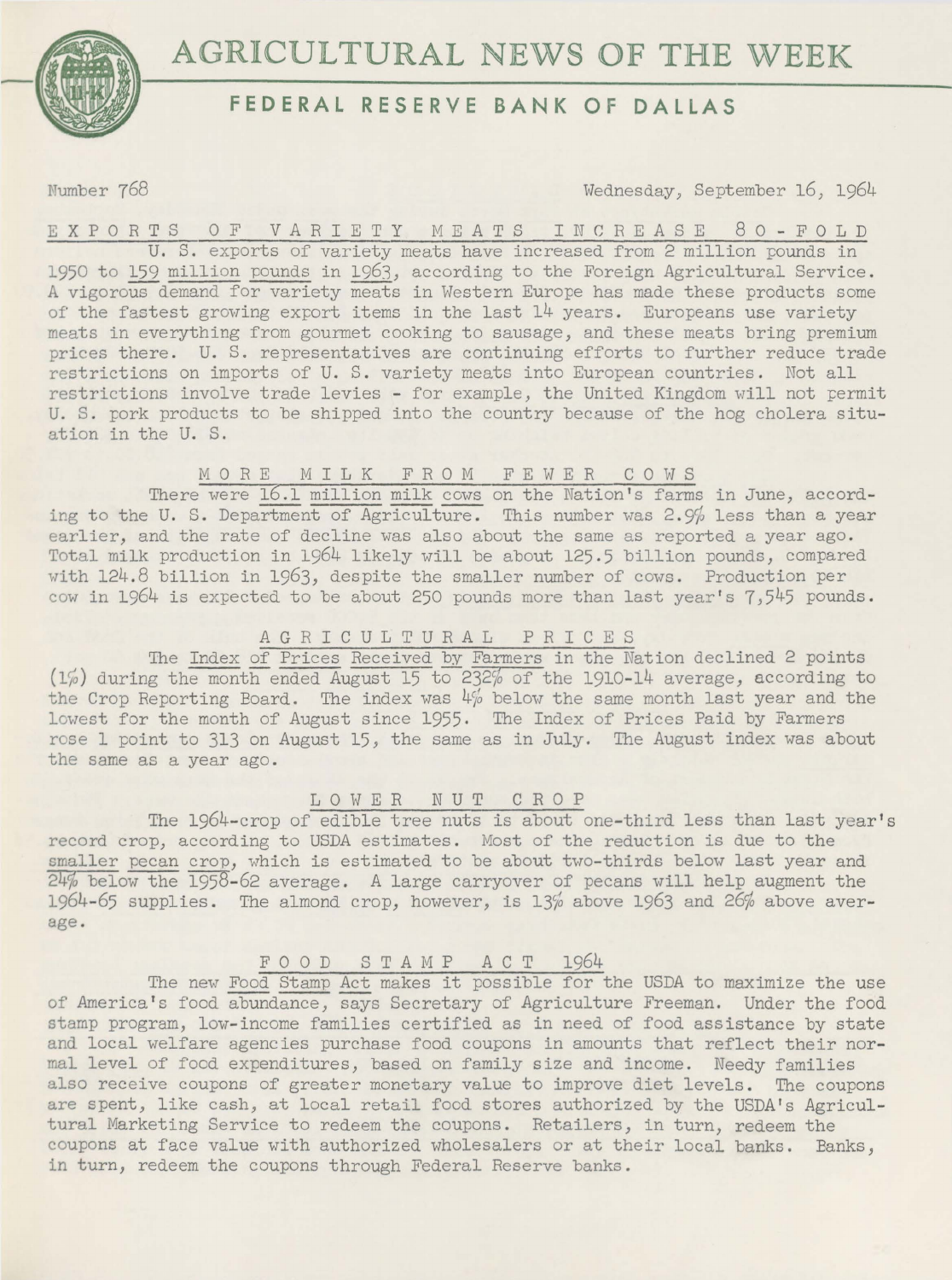# AGRICULTURAL NEWS OF THE WEEK

## FEDERAL RESERVE BANK OF DALLAS

Number 768 Wednesday, September 16, 1964

### EXPORTS OF VARIETY MEATS INCREASE 80-FOLD

U. S. exports of variety meats have increased from 2 million pounds in 1950 to 159 million pounds in 1963, according to the Foreign Agricultural Service. A vigorous demand for variety meats in Western Europe has made these products some of the fastest growing export items in the last 14 years. Europeans use variety meats in everything from gourmet cooking to sausage, and these meats bring premium prices there. U. S. representatives are continuing efforts to further reduce trade restrictions on imports of U. S. variety meats into European countries. Not all restrictions involve trade levies - for example, the United Kingdom will not permit U. S. pork products to be shipped into the country because of the hog cholera situation in the U. S.

### MORE MILK FROM FEWER COWS

There were 16.1 million milk cows on the Nation's farms in June, according to the U. S. Department of Agriculture. This number was 2.9% less than a year earlier, and the rate of decline was also about the same as reported a year ago. Total milk production in 1964 likely will be about 125.5 billion pounds, compared with 124.8 billion in 1963, despite the smaller number of cows. Production per cow in 1964 is expected to be about 250 pounds more than last year's 7,545 pounds.

### AGRICULTURAL PRICES

The Index of Prices Received by Farmers in the Nation declined 2 points (1%) during the month ended August 15 to 232% of the 1910-14 average, according to the Crop Reporting Board. The index was 4% below the same month last year and the lowest for the month of August since 1955. The Index of Prices Paid by Farmers rose 1 point to 313 on August 15, the same as in July. The August index was about the same as a year ago.

### LOWER NUT CROP

The 1964-crop of edible tree nuts is about one-third less than last year's record crop, according to USDA estimates. Most of the reduction is due to the smaller pecan crop, which is estimated to be about two-thirds below last year and 24% below the 1958-62 average. A large carryover of pecans will help augment the 1964-65 supplies. The almond crop, however, is 13% above 1963 and 26% above average.

### FOOD STAMP ACT 1964

The new Food Stamp Act makes it possible for the USDA to maximize the use of America's food abundance, says Secretary of Agriculture Freeman. Under the food stamp program, low-income families certified as in need of food assistance by state and local welfare agencies purchase food coupons in amounts that reflect their normal level of food expenditures, based on family size and income. Needy families also receive coupons of greater monetary value to improve diet levels. The coupons are spent, like cash, at local retail food stores authorized by the USDA's Agricultural Marketing Service to redeem the coupons. Retailers, in turn, redeem the coupons at face value with authorized wholesalers or at their local banks. Banks, in turn, redeem the coupons through Federal Reserve banks.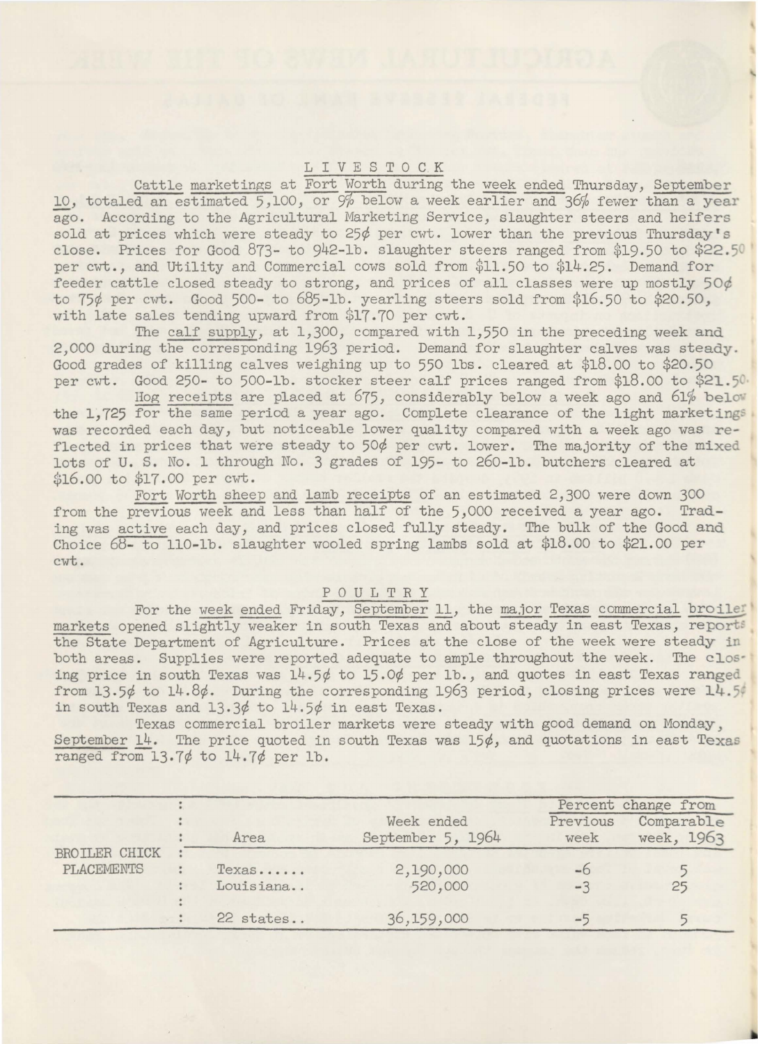## LIVESTOCK

Cattle marketings at Fort Worth during the week ended Thursday, September 10, totaled an estimated 5,100, or 9% below a week earlier and 36% fewer than a year ago. According to the Agricultural Marketing Service, slaughter steers and heifers sold at prices which were steady to 25¢ per cwt. lower than the previous Thursday's close. Prices for Good 873- to 942-lb. slaughter steers ranged from $19.50 to $22.50 per cwt., and Utility and Commercial cows sold from $11.50 to $14.25. Demand for feeder cattle closed steady to strong, and prices of all classes were up mostly 50¢ to 75¢ per cwt. Good 500- to 685-lb. yearling steers sold from $16.50 to $20.50, with late sales tending upward from $17.70 per cwt.

The calf supply, at 1,300, compared with 1,550 in the preceding week and 2,000 during the corresponding 1963 period. Demand for slaughter calves was steady. Good grades of killing calves weighing up to 550 lbs. cleared at $18.00 to $20.50 per cwt. Good 250- to 500-lb. stocker steer calf prices ranged from $18.00 to $21.50.

Hog receipts are placed at 675, considerably below a week ago and 61% below the 1,725 for the same period a year ago. Complete clearance of the light marketings was recorded each day, but noticeable lower quality compared with a week ago was reflected in prices that were steady to 50¢ per cwt. lower. The majority of the mixed lots of U. S. No. 1 through No. 3 grades of 195- to 260-lb. butchers cleared at $16.00 to $17.00 per cwt.

Fort Worth sheep and lamb receipts of an estimated 2,300 were down 300 from the previous week and less than half of the 5,000 received a year ago. Trading was active each day, and prices closed fully steady. The bulk of the Good and Choice 68- to 110-lb. slaughter wooled spring lambs sold at $18.00 to $21.00 per cwt.

## POULTRY

For the week ended Friday, September 11, the major Texas commercial broiler markets opened slightly weaker in south Texas and about steady in east Texas, reports the State Department of Agriculture. Prices at the close of the week were steady in both areas. Supplies were reported adequate to ample throughout the week. The closing price in south Texas was 14.5¢ to 15.0¢ per lb., and quotes in east Texas ranged from 13.5¢ to 14.8¢. During the corresponding 1963 period, closing prices were 14.5¢ in south Texas and 13.3¢ to 14.5¢ in east Texas.

Texas commercial broiler markets were steady with good demand on Monday, September 14. The price quoted in south Texas was 15¢, and quotations in east Texas ranged from 13.7¢ to 14.7¢ per lb.

| | Area | Week ended September 5, 1964 | Percent change from | |
|---|---|---|---|---|
| | | | Previous week | Comparable week, 1963 |
| BROILER CHICK PLACEMENTS | Texas...... | 2,190,000 | -6 | 5 |
| | Louisiana.. | 520,000 | -3 | 25 |
| | 22 states.. | 36,159,000 | -5 | 5 |